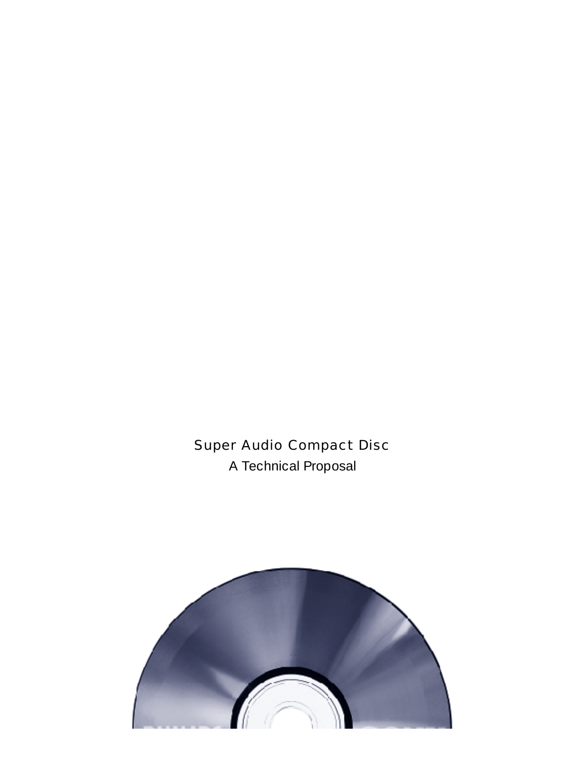# Super Audio Compact Disc

## A Technical Proposal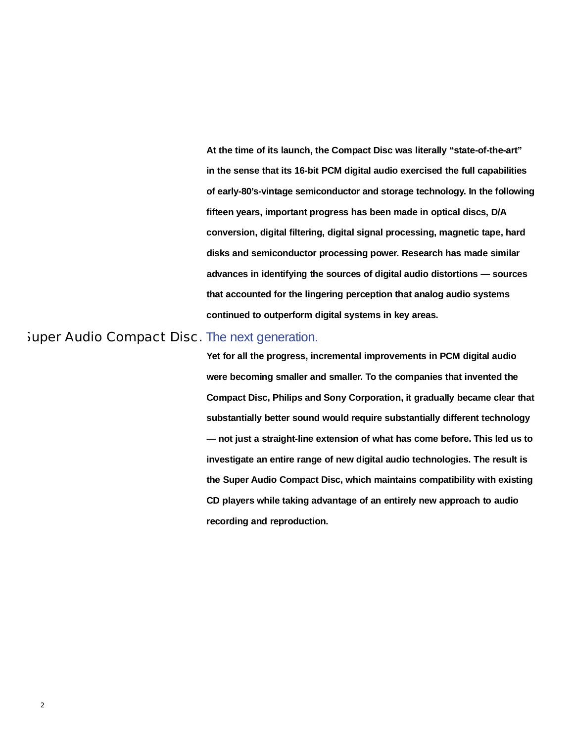**At the time of its launch, the Compact Disc was literally "state-of-the-art" in the sense that its 16-bit PCM digital audio exercised the full capabilities of early-80's-vintage semiconductor and storage technology. In the following fifteen years, important progress has been made in optical discs, D/A conversion, digital filtering, digital signal processing, magnetic tape, hard disks and semiconductor processing power. Research has made similar advances in identifying the sources of digital audio distortions — sources that accounted for the lingering perception that analog audio systems continued to outperform digital systems in key areas.**

## Super Audio Compact Disc. The next generation.

**Yet for all the progress, incremental improvements in PCM digital audio were becoming smaller and smaller. To the companies that invented the Compact Disc, Philips and Sony Corporation, it gradually became clear that substantially better sound would require substantially different technology — not just a straight-line extension of what has come before. This led us to investigate an entire range of new digital audio technologies. The result is the Super Audio Compact Disc, which maintains compatibility with existing CD players while taking advantage of an entirely new approach to audio recording and reproduction.**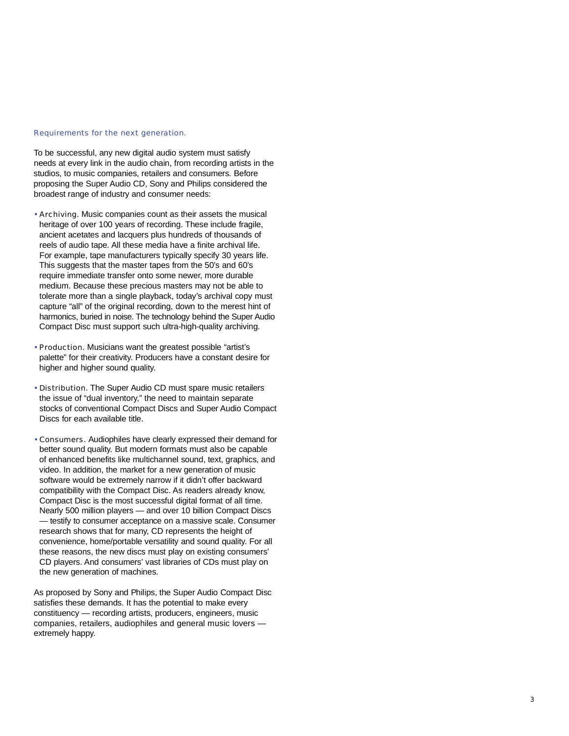## Requirements for the next generation.

To be successful, any new digital audio system must satisfy needs at every link in the audio chain, from recording artists in the studios, to music companies, retailers and consumers. Before proposing the Super Audio CD, Sony and Philips considered the broadest range of industry and consumer needs:

- Archiving. Music companies count as their assets the musical heritage of over 100 years of recording. These include fragile, ancient acetates and lacquers plus hundreds of thousands of reels of audio tape. All these media have a finite archival life. For example, tape manufacturers typically specify 30 years life. This suggests that the master tapes from the 50's and 60's require immediate transfer onto some newer, more durable medium. Because these precious masters may not be able to tolerate more than a single playback, today's archival copy must capture "all" of the original recording, down to the merest hint of harmonics, buried in noise. The technology behind the Super Audio Compact Disc must support such ultra-high-quality archiving.

- Production. Musicians want the greatest possible "artist's palette" for their creativity. Producers have a constant desire for higher and higher sound quality.

- Distribution. The Super Audio CD must spare music retailers the issue of "dual inventory," the need to maintain separate stocks of conventional Compact Discs and Super Audio Compact Discs for each available title.

- Consumers. Audiophiles have clearly expressed their demand for better sound quality. But modern formats must also be capable of enhanced benefits like multichannel sound, text, graphics, and video. In addition, the market for a new generation of music software would be extremely narrow if it didn't offer backward compatibility with the Compact Disc. As readers already know, Compact Disc is the most successful digital format of all time. Nearly 500 million players — and over 10 billion Compact Discs — testify to consumer acceptance on a massive scale. Consumer research shows that for many, CD represents the height of convenience, home/portable versatility and sound quality. For all these reasons, the new discs must play on existing consumers' CD players. And consumers' vast libraries of CDs must play on the new generation of machines.

As proposed by Sony and Philips, the Super Audio Compact Disc satisfies these demands. It has the potential to make every constituency — recording artists, producers, engineers, music companies, retailers, audiophiles and general music lovers — extremely happy.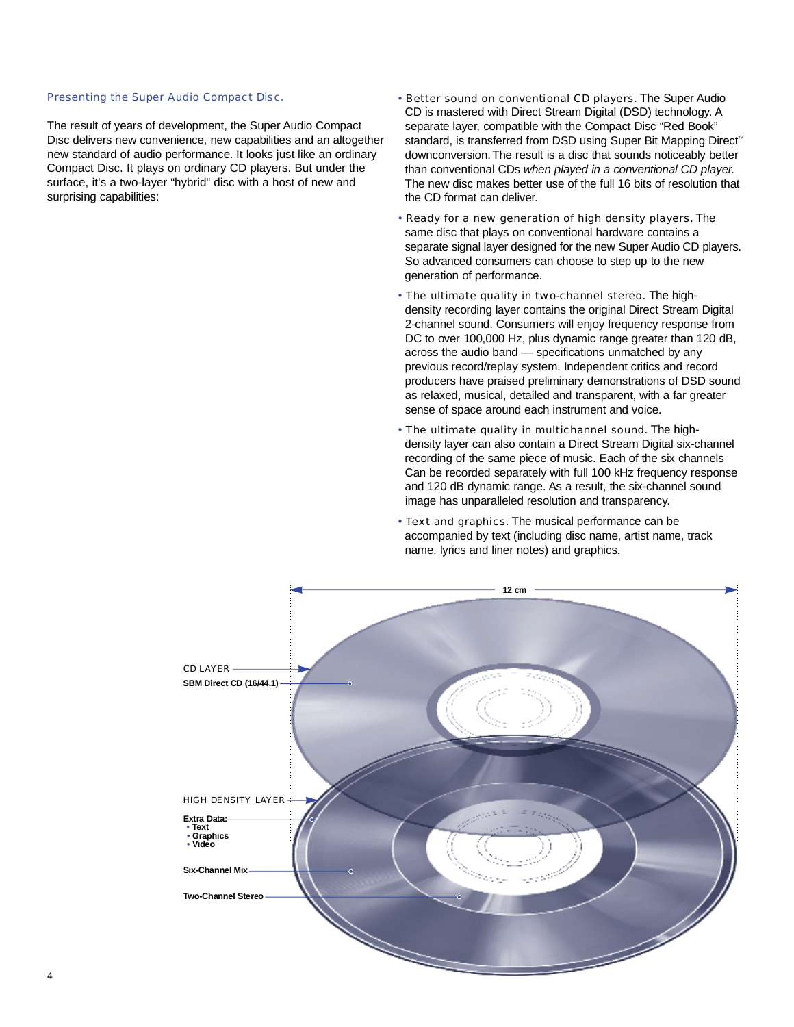## Presenting the Super Audio Compact Disc.

The result of years of development, the Super Audio Compact Disc delivers new convenience, new capabilities and an altogether new standard of audio performance. It looks just like an ordinary Compact Disc. It plays on ordinary CD players. But under the surface, it's a two-layer "hybrid" disc with a host of new and surprising capabilities:

- Better sound on conventional CD players. The Super Audio CD is mastered with Direct Stream Digital (DSD) technology. A separate layer, compatible with the Compact Disc "Red Book" standard, is transferred from DSD using Super Bit Mapping Direct™ downconversion. The result is a disc that sounds noticeably better than conventional CDs *when played in a conventional CD player.* The new disc makes better use of the full 16 bits of resolution that the CD format can deliver.
- Ready for a new generation of high density players. The same disc that plays on conventional hardware contains a separate signal layer designed for the new Super Audio CD players. So advanced consumers can choose to step up to the new generation of performance.
- The ultimate quality in two-channel stereo. The high-density recording layer contains the original Direct Stream Digital 2-channel sound. Consumers will enjoy frequency response from DC to over 100,000 Hz, plus dynamic range greater than 120 dB, across the audio band — specifications unmatched by any previous record/replay system. Independent critics and record producers have praised preliminary demonstrations of DSD sound as relaxed, musical, detailed and transparent, with a far greater sense of space around each instrument and voice.
- The ultimate quality in multichannel sound. The high-density layer can also contain a Direct Stream Digital six-channel recording of the same piece of music. Each of the six channels Can be recorded separately with full 100 kHz frequency response and 120 dB dynamic range. As a result, the six-channel sound image has unparalleled resolution and transparency.
- Text and graphics. The musical performance can be accompanied by text (including disc name, artist name, track name, lyrics and liner notes) and graphics.

12 cm

CD LAYER

**SBM Direct CD (16/44.1)**

HIGH DENSITY LAYER

**Extra Data:**
- **Text**
- **Graphics**
- **Video**

**Six-Channel Mix**

**Two-Channel Stereo**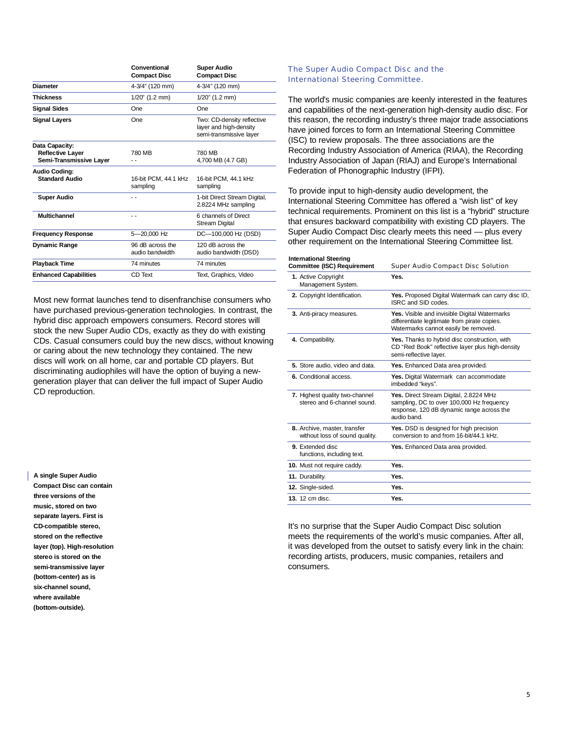| | Conventional Compact Disc | Super Audio Compact Disc |
|---|---|---|
| **Diameter** | 4-3/4" (120 mm) | 4-3/4" (120 mm) |
| **Thickness** | 1/20" (1.2 mm) | 1/20" (1.2 mm) |
| **Signal Sides** | One | One |
| **Signal Layers** | One | Two: CD-density reflective layer and high-density semi-transmissive layer |
| **Data Capacity:** | | |
| **Reflective Layer** | 780 MB | 780 MB |
| **Semi-Transmissive Layer** | - - | 4,700 MB (4.7 GB) |
| **Audio Coding:** | | |
| **Standard Audio** | 16-bit PCM, 44.1 kHz sampling | 16-bit PCM, 44.1 kHz sampling |
| **Super Audio** | - - | 1-bit Direct Stream Digital, 2.8224 MHz sampling |
| **Multichannel** | - - | 6 channels of Direct Stream Digital |
| **Frequency Response** | 5—20,000 Hz | DC—100,000 Hz (DSD) |
| **Dynamic Range** | 96 dB across the audio bandwidth | 120 dB across the audio bandwidth (DSD) |
| **Playback Time** | 74 minutes | 74 minutes |
| **Enhanced Capabilities** | CD Text | Text, Graphics, Video |

Most new format launches tend to disenfranchise consumers who have purchased previous-generation technologies. In contrast, the hybrid disc approach empowers consumers. Record stores will stock the new Super Audio CDs, exactly as they do with existing CDs. Casual consumers could buy the new discs, without knowing or caring about the new technology they contained. The new discs will work on all home, car and portable CD players. But discriminating audiophiles will have the option of buying a new-generation player that can deliver the full impact of Super Audio CD reproduction.

**A single Super Audio Compact Disc can contain three versions of the music, stored on two separate layers. First is CD-compatible stereo, stored on the reflective layer (top). High-resolution stereo is stored on the semi-transmissive layer (bottom-center) as is six-channel sound, where available (bottom-outside).**

## The Super Audio Compact Disc and the International Steering Committee.

The world's music companies are keenly interested in the features and capabilities of the next-generation high-density audio disc. For this reason, the recording industry's three major trade associations have joined forces to form an International Steering Committee (ISC) to review proposals. The three associations are the Recording Industry Association of America (RIAA), the Recording Industry Association of Japan (RIAJ) and Europe's International Federation of Phonographic Industry (IFPI).

To provide input to high-density audio development, the International Steering Committee has offered a "wish list" of key technical requirements. Prominent on this list is a "hybrid" structure that ensures backward compatibility with existing CD players. The Super Audio Compact Disc clearly meets this need — plus every other requirement on the International Steering Committee list.

| International Steering Committee (ISC) Requirement | Super Audio Compact Disc Solution |
|---|---|
| **1.** Active Copyright Management System. | **Yes.** |
| **2.** Copyright Identification. | **Yes.** Proposed Digital Watermark can carry disc ID, ISRC and SID codes. |
| **3.** Anti-piracy measures. | **Yes.** Visible and invisible Digital Watermarks differentiate legitimate from pirate copies. Watermarks cannot easily be removed. |
| **4.** Compatibility. | **Yes.** Thanks to hybrid disc construction, with CD "Red Book" reflective layer plus high-density semi-reflective layer. |
| **5.** Store audio, video and data. | **Yes.** Enhanced Data area provided. |
| **6.** Conditional access. | **Yes.** Digital Watermark can accommodate imbedded "keys". |
| **7.** Highest quality two-channel stereo and 6-channel sound. | **Yes.** Direct Stream Digital, 2.8224 MHz sampling, DC to over 100,000 Hz frequency response, 120 dB dynamic range across the audio band. |
| **8.**. Archive, master, transfer without loss of sound quality. | **Yes.** DSD is designed for high precision conversion to and from 16-bit/44.1 kHz. |
| **9.** Extended disc functions, including text. | **Yes.** Enhanced Data area provided. |
| **10.** Must not require caddy. | **Yes.** |
| **11.** Durability. | **Yes.** |
| **12.** Single-sided. | **Yes.** |
| **13.** 12 cm disc. | **Yes.** |

It's no surprise that the Super Audio Compact Disc solution meets the requirements of the world's music companies. After all, it was developed from the outset to satisfy every link in the chain: recording artists, producers, music companies, retailers and consumers.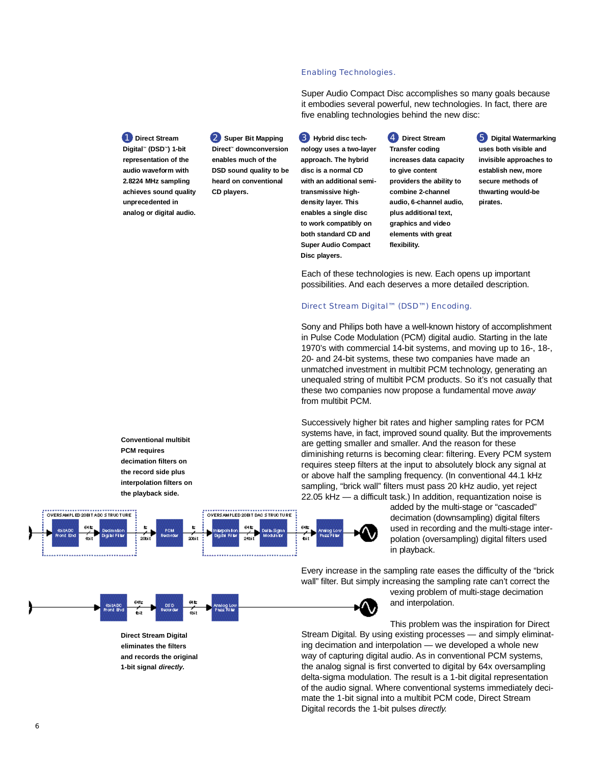## Enabling Technologies.

Super Audio Compact Disc accomplishes so many goals because it embodies several powerful, new technologies. In fact, there are five enabling technologies behind the new disc:

1. **Direct Stream Digital™ (DSD™) 1-bit representation of the audio waveform with 2.8224 MHz sampling achieves sound quality unprecedented in analog or digital audio.**
2. **Super Bit Mapping Direct™ downconversion enables much of the DSD sound quality to be heard on conventional CD players.**
3. **Hybrid disc technology uses a two-layer approach. The hybrid disc is a normal CD with an additional semi-transmissive high-density layer. This enables a single disc to work compatibly on both standard CD and Super Audio Compact Disc players.**
4. **Direct Stream Transfer coding increases data capacity to give content providers the ability to combine 2-channel audio, 6-channel audio, plus additional text, graphics and video elements with great flexibility.**
5. **Digital Watermarking uses both visible and invisible approaches to establish new, more secure methods of thwarting would-be pirates.**

Each of these technologies is new. Each opens up important possibilities. And each deserves a more detailed description.

## Direct Stream Digital™ (DSD™) Encoding.

Sony and Philips both have a well-known history of accomplishment in Pulse Code Modulation (PCM) digital audio. Starting in the late 1970's with commercial 14-bit systems, and moving up to 16-, 18-, 20- and 24-bit systems, these two companies have made an unmatched investment in multibit PCM technology, generating an unequaled string of multibit PCM products. So it's not casually that these two companies now propose a fundamental move *away* from multibit PCM.

Successively higher bit rates and higher sampling rates for PCM systems have, in fact, improved sound quality. But the improvements are getting smaller and smaller. And the reason for these diminishing returns is becoming clear: filtering. Every PCM system requires steep filters at the input to absolutely block any signal at or above half the sampling frequency. (In conventional 44.1 kHz sampling, "brick wall" filters must pass 20 kHz audio, yet reject 22.05 kHz — a difficult task.) In addition, requantization noise is added by the multi-stage or "cascaded" decimation (downsampling) digital filters used in recording and the multi-stage interpolation (oversampling) digital filters used in playback.

**Conventional multibit PCM requires decimation filters on the record side plus interpolation filters on the playback side.**

OVERSAMPLED 20BIT ADC STRUCTURE
1bit ADC Front End
64fs 1bit
Decimation Digital Filter
fs 20bit
PCM Recorder
fs 20bit
OVERSAMPLED 20BIT DAC STRUCTURE
Interpolation Digital Filter
64fs 24bit
Delta-Sigma Modulator
64fs 1bit
Analog Low Pass Filter

1bit ADC Front End
64fs 1bit
DSD Recorder
64fs 1bit
Analog Low Pass Filter

**Direct Stream Digital eliminates the filters and records the original 1-bit signal *directly*.**

Every increase in the sampling rate eases the difficulty of the "brick wall" filter. But simply increasing the sampling rate can't correct the vexing problem of multi-stage decimation and interpolation.

This problem was the inspiration for Direct Stream Digital. By using existing processes — and simply eliminating decimation and interpolation — we developed a whole new way of capturing digital audio. As in conventional PCM systems, the analog signal is first converted to digital by 64x oversampling delta-sigma modulation. The result is a 1-bit digital representation of the audio signal. Where conventional systems immediately decimate the 1-bit signal into a multibit PCM code, Direct Stream Digital records the 1-bit pulses *directly.*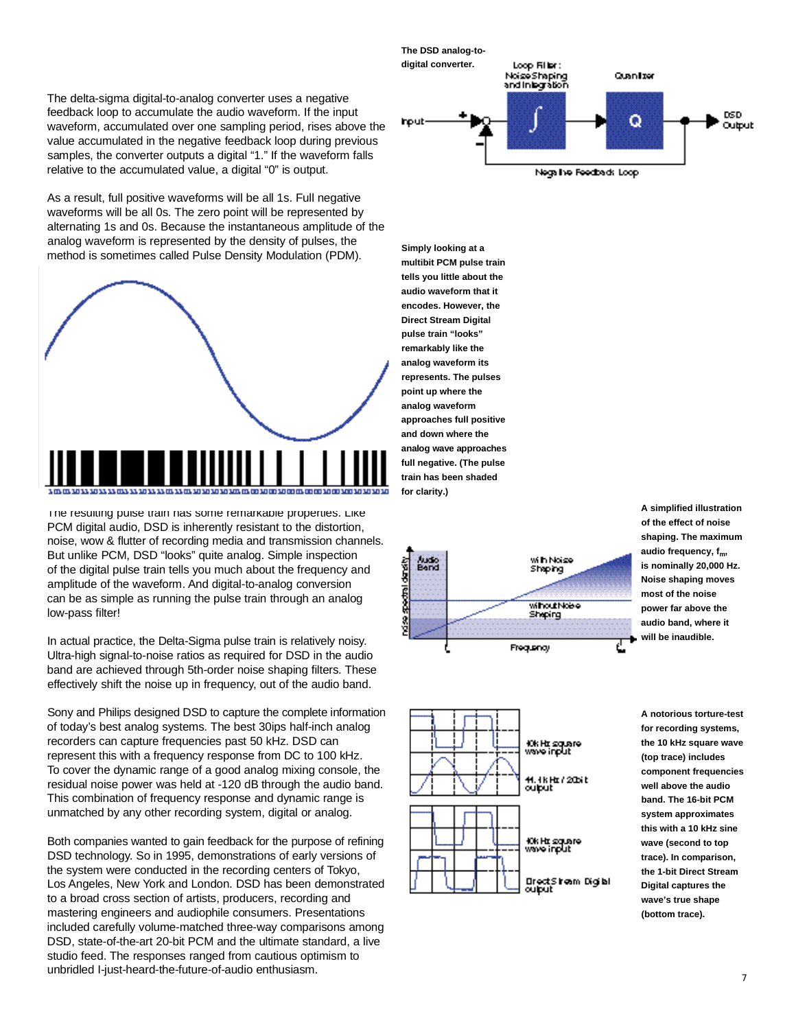The delta-sigma digital-to-analog converter uses a negative feedback loop to accumulate the audio waveform. If the input waveform, accumulated over one sampling period, rises above the value accumulated in the negative feedback loop during previous samples, the converter outputs a digital "1." If the waveform falls relative to the accumulated value, a digital "0" is output.

As a result, full positive waveforms will be all 1s. Full negative waveforms will be all 0s. The zero point will be represented by alternating 1s and 0s. Because the instantaneous amplitude of the analog waveform is represented by the density of pulses, the method is sometimes called Pulse Density Modulation (PDM).

The resulting pulse train has some remarkable properties. Like PCM digital audio, DSD is inherently resistant to the distortion, noise, wow & flutter of recording media and transmission channels. But unlike PCM, DSD "looks" quite analog. Simple inspection of the digital pulse train tells you much about the frequency and amplitude of the waveform. And digital-to-analog conversion can be as simple as running the pulse train through an analog low-pass filter!

In actual practice, the Delta-Sigma pulse train is relatively noisy. Ultra-high signal-to-noise ratios as required for DSD in the audio band are achieved through 5th-order noise shaping filters. These effectively shift the noise up in frequency, out of the audio band.

Sony and Philips designed DSD to capture the complete information of today's best analog systems. The best 30ips half-inch analog recorders can capture frequencies past 50 kHz. DSD can represent this with a frequency response from DC to 100 kHz. To cover the dynamic range of a good analog mixing console, the residual noise power was held at -120 dB through the audio band. This combination of frequency response and dynamic range is unmatched by any other recording system, digital or analog.

Both companies wanted to gain feedback for the purpose of refining DSD technology. So in 1995, demonstrations of early versions of the system were conducted in the recording centers of Tokyo, Los Angeles, New York and London. DSD has been demonstrated to a broad cross section of artists, producers, recording and mastering engineers and audiophile consumers. Presentations included carefully volume-matched three-way comparisons among DSD, state-of-the-art 20-bit PCM and the ultimate standard, a live studio feed. The responses ranged from cautious optimism to unbridled I-just-heard-the-future-of-audio enthusiasm.

**The DSD analog-to-digital converter.**

Loop Filter: Noise Shaping and Integration

Quantizer

Input

+

−

∫

Q

DSD Output

Negative Feedback Loop

**Simply looking at a multibit PCM pulse train tells you little about the audio waveform that it encodes. However, the Direct Stream Digital pulse train "looks" remarkably like the analog waveform its represents. The pulses point up where the analog waveform approaches full positive and down where the analog wave approaches full negative. (The pulse train has been shaded for clarity.)**

Audio Band

With Noise Shaping

Without Noise Shaping

noise spectral density

Frequency

**A simplified illustration of the effect of noise shaping. The maximum audio frequency, $f_m$, is nominally 20,000 Hz. Noise shaping moves most of the noise power far above the audio band, where it will be inaudible.**

10k Hz square wave input

44.1k Hz / 20bit output

10k Hz square wave input

Direct Stream Digital output

**A notorious torture-test for recording systems, the 10 kHz square wave (top trace) includes component frequencies well above the audio band. The 16-bit PCM system approximates this with a 10 kHz sine wave (second to top trace). In comparison, the 1-bit Direct Stream Digital captures the wave's true shape (bottom trace).**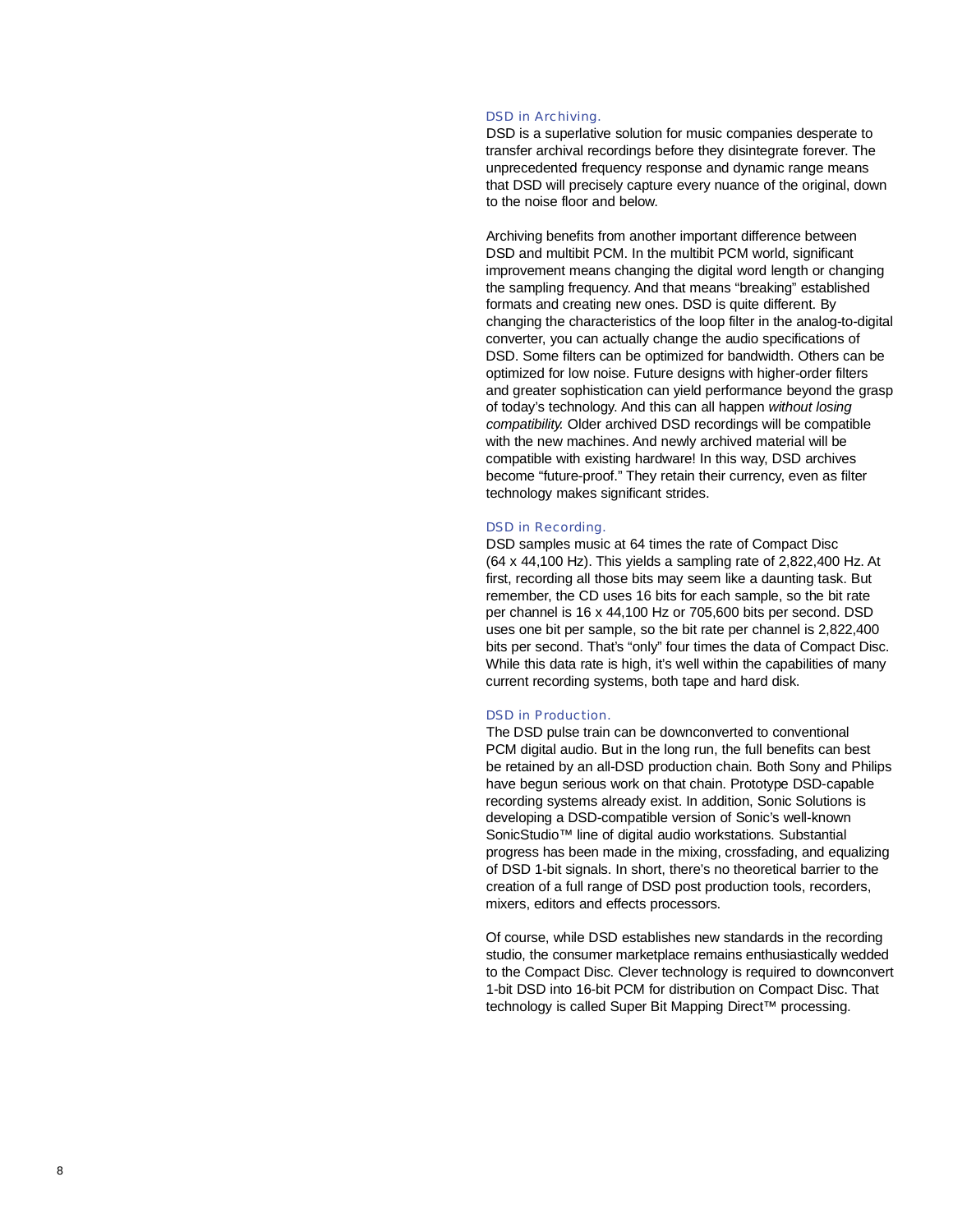### DSD in Archiving.

DSD is a superlative solution for music companies desperate to transfer archival recordings before they disintegrate forever. The unprecedented frequency response and dynamic range means that DSD will precisely capture every nuance of the original, down to the noise floor and below.

Archiving benefits from another important difference between DSD and multibit PCM. In the multibit PCM world, significant improvement means changing the digital word length or changing the sampling frequency. And that means "breaking" established formats and creating new ones. DSD is quite different. By changing the characteristics of the loop filter in the analog-to-digital converter, you can actually change the audio specifications of DSD. Some filters can be optimized for bandwidth. Others can be optimized for low noise. Future designs with higher-order filters and greater sophistication can yield performance beyond the grasp of today's technology. And this can all happen *without losing compatibility.* Older archived DSD recordings will be compatible with the new machines. And newly archived material will be compatible with existing hardware! In this way, DSD archives become "future-proof." They retain their currency, even as filter technology makes significant strides.

### DSD in Recording.

DSD samples music at 64 times the rate of Compact Disc (64 x 44,100 Hz). This yields a sampling rate of 2,822,400 Hz. At first, recording all those bits may seem like a daunting task. But remember, the CD uses 16 bits for each sample, so the bit rate per channel is 16 x 44,100 Hz or 705,600 bits per second. DSD uses one bit per sample, so the bit rate per channel is 2,822,400 bits per second. That's "only" four times the data of Compact Disc. While this data rate is high, it's well within the capabilities of many current recording systems, both tape and hard disk.

### DSD in Production.

The DSD pulse train can be downconverted to conventional PCM digital audio. But in the long run, the full benefits can best be retained by an all-DSD production chain. Both Sony and Philips have begun serious work on that chain. Prototype DSD-capable recording systems already exist. In addition, Sonic Solutions is developing a DSD-compatible version of Sonic's well-known SonicStudio™ line of digital audio workstations. Substantial progress has been made in the mixing, crossfading, and equalizing of DSD 1-bit signals. In short, there's no theoretical barrier to the creation of a full range of DSD post production tools, recorders, mixers, editors and effects processors.

Of course, while DSD establishes new standards in the recording studio, the consumer marketplace remains enthusiastically wedded to the Compact Disc. Clever technology is required to downconvert 1-bit DSD into 16-bit PCM for distribution on Compact Disc. That technology is called Super Bit Mapping Direct™ processing.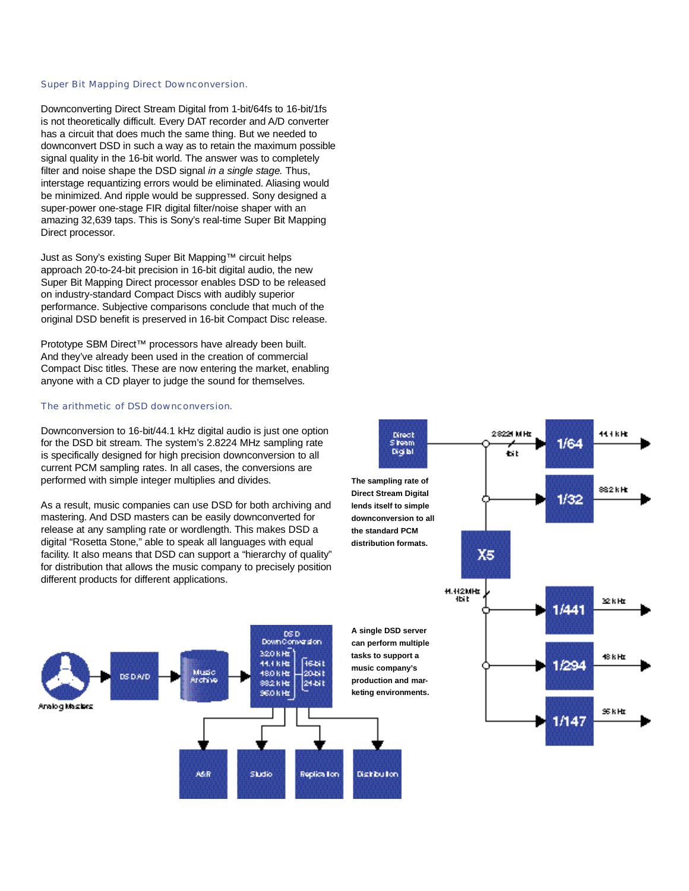### Super Bit Mapping Direct Downconversion.

Downconverting Direct Stream Digital from 1-bit/64fs to 16-bit/1fs is not theoretically difficult. Every DAT recorder and A/D converter has a circuit that does much the same thing. But we needed to downconvert DSD in such a way as to retain the maximum possible signal quality in the 16-bit world. The answer was to completely filter and noise shape the DSD signal *in a single stage.* Thus, interstage requantizing errors would be eliminated. Aliasing would be minimized. And ripple would be suppressed. Sony designed a super-power one-stage FIR digital filter/noise shaper with an amazing 32,639 taps. This is Sony's real-time Super Bit Mapping Direct processor.

Just as Sony's existing Super Bit Mapping™ circuit helps approach 20-to-24-bit precision in 16-bit digital audio, the new Super Bit Mapping Direct processor enables DSD to be released on industry-standard Compact Discs with audibly superior performance. Subjective comparisons conclude that much of the original DSD benefit is preserved in 16-bit Compact Disc release.

Prototype SBM Direct™ processors have already been built. And they've already been used in the creation of commercial Compact Disc titles. These are now entering the market, enabling anyone with a CD player to judge the sound for themselves.

### The arithmetic of DSD downconversion.

Downconversion to 16-bit/44.1 kHz digital audio is just one option for the DSD bit stream. The system's 2.8224 MHz sampling rate is specifically designed for high precision downconversion to all current PCM sampling rates. In all cases, the conversions are performed with simple integer multiples and divides.

As a result, music companies can use DSD for both archiving and mastering. And DSD masters can be easily downconverted for release at any sampling rate or wordlength. This makes DSD a digital "Rosetta Stone," able to speak all languages with equal facility. It also means that DSD can support a "hierarchy of quality" for distribution that allows the music company to precisely position different products for different applications.

Direct Stream Digital
2.8224 MHz
1bit
1/64
44.1 kHz
1/32
88.2 kHz
X5
14.112MHz
1bit
1/441
32 kHz
1/294
48 kHz
1/147
96 kHz

The sampling rate of Direct Stream Digital lends itself to simple downconversion to all the standard PCM distribution formats.

Analog Masters
DSD A/D
Music Archive
DSD Down Conversion
32.0 kHz
44.1 kHz
48.0 kHz
88.2 kHz
96.0 kHz
16-bit
20-bit
24-bit
A&R
Studio
Replication
Distribution

A single DSD server can perform multiple tasks to support a music company's production and marketing environments.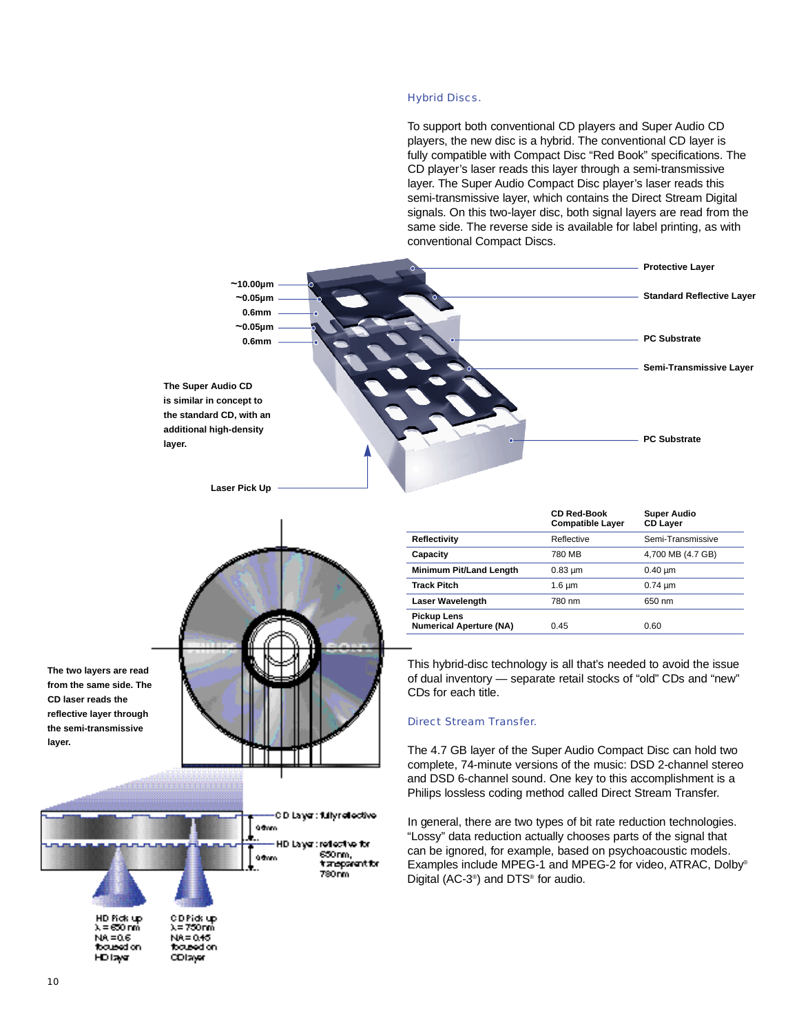## Hybrid Discs.

To support both conventional CD players and Super Audio CD players, the new disc is a hybrid. The conventional CD layer is fully compatible with Compact Disc "Red Book" specifications. The CD player's laser reads this layer through a semi-transmissive layer. The Super Audio Compact Disc player's laser reads this semi-transmissive layer, which contains the Direct Stream Digital signals. On this two-layer disc, both signal layers are read from the same side. The reverse side is available for label printing, as with conventional Compact Discs.

~10.00µm
~0.05µm
0.6mm
~0.05µm
0.6mm

Protective Layer
Standard Reflective Layer
PC Substrate
Semi-Transmissive Layer
PC Substrate

Laser Pick Up

**The Super Audio CD is similar in concept to the standard CD, with an additional high-density layer.**

| | CD Red-Book Compatible Layer | Super Audio CD Layer |
|---|---|---|
| **Reflectivity** | Reflective | Semi-Transmissive |
| **Capacity** | 780 MB | 4,700 MB (4.7 GB) |
| **Minimum Pit/Land Length** | 0.83 µm | 0.40 µm |
| **Track Pitch** | 1.6 µm | 0.74 µm |
| **Laser Wavelength** | 780 nm | 650 nm |
| **Pickup Lens Numerical Aperture (NA)** | 0.45 | 0.60 |

CD Layer : fully reflective
0.6mm
HD Layer : reflective for 650nm, transparent for 780nm
0.6mm

HD Pick up
λ = 650 nm
NA = 0.6
focused on HD layer

CD Pick up
λ = 780nm
NA = 0.45
focused on CD layer

**The two layers are read from the same side. The CD laser reads the reflective layer through the semi-transmissive layer.**

This hybrid-disc technology is all that's needed to avoid the issue of dual inventory — separate retail stocks of "old" CDs and "new" CDs for each title.

## Direct Stream Transfer.

The 4.7 GB layer of the Super Audio Compact Disc can hold two complete, 74-minute versions of the music: DSD 2-channel stereo and DSD 6-channel sound. One key to this accomplishment is a Philips lossless coding method called Direct Stream Transfer.

In general, there are two types of bit rate reduction technologies. "Lossy" data reduction actually chooses parts of the signal that can be ignored, for example, based on psychoacoustic models. Examples include MPEG-1 and MPEG-2 for video, ATRAC, Dolby® Digital (AC-3®) and DTS® for audio.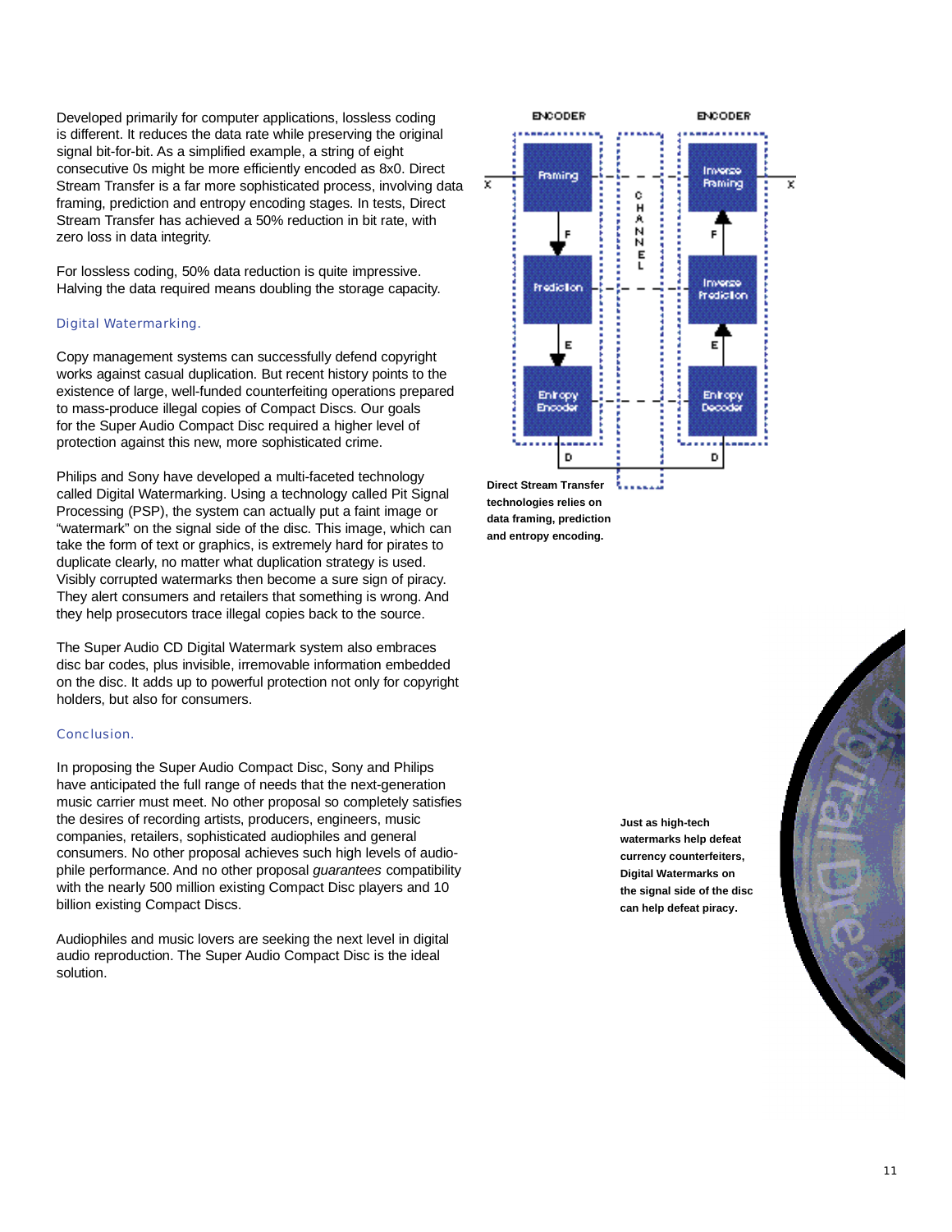Developed primarily for computer applications, lossless coding is different. It reduces the data rate while preserving the original signal bit-for-bit. As a simplified example, a string of eight consecutive 0s might be more efficiently encoded as 8x0. Direct Stream Transfer is a far more sophisticated process, involving data framing, prediction and entropy encoding stages. In tests, Direct Stream Transfer has achieved a 50% reduction in bit rate, with zero loss in data integrity.

For lossless coding, 50% data reduction is quite impressive. Halving the data required means doubling the storage capacity.

### Digital Watermarking.

Copy management systems can successfully defend copyright works against casual duplication. But recent history points to the existence of large, well-funded counterfeiting operations prepared to mass-produce illegal copies of Compact Discs. Our goals for the Super Audio Compact Disc required a higher level of protection against this new, more sophisticated crime.

Philips and Sony have developed a multi-faceted technology called Digital Watermarking. Using a technology called Pit Signal Processing (PSP), the system can actually put a faint image or "watermark" on the signal side of the disc. This image, which can take the form of text or graphics, is extremely hard for pirates to duplicate clearly, no matter what duplication strategy is used. Visibly corrupted watermarks then become a sure sign of piracy. They alert consumers and retailers that something is wrong. And they help prosecutors trace illegal copies back to the source.

The Super Audio CD Digital Watermark system also embraces disc bar codes, plus invisible, irremovable information embedded on the disc. It adds up to powerful protection not only for copyright holders, but also for consumers.

### Conclusion.

In proposing the Super Audio Compact Disc, Sony and Philips have anticipated the full range of needs that the next-generation music carrier must meet. No other proposal so completely satisfies the desires of recording artists, producers, engineers, music companies, retailers, sophisticated audiophiles and general consumers. No other proposal achieves such high levels of audiophile performance. And no other proposal *guarantees* compatibility with the nearly 500 million existing Compact Disc players and 10 billion existing Compact Discs.

Audiophiles and music lovers are seeking the next level in digital audio reproduction. The Super Audio Compact Disc is the ideal solution.

ENCODER

ENCODER

X

Framing

F

Prediction

E

Entropy Encoder

D

CHANNEL

Inverse Framing

F

Inverse Prediction

E

Entropy Decoder

D

X

**Direct Stream Transfer technologies relies on data framing, prediction and entropy encoding.**

**Just as high-tech watermarks help defeat currency counterfeiters, Digital Watermarks on the signal side of the disc can help defeat piracy.**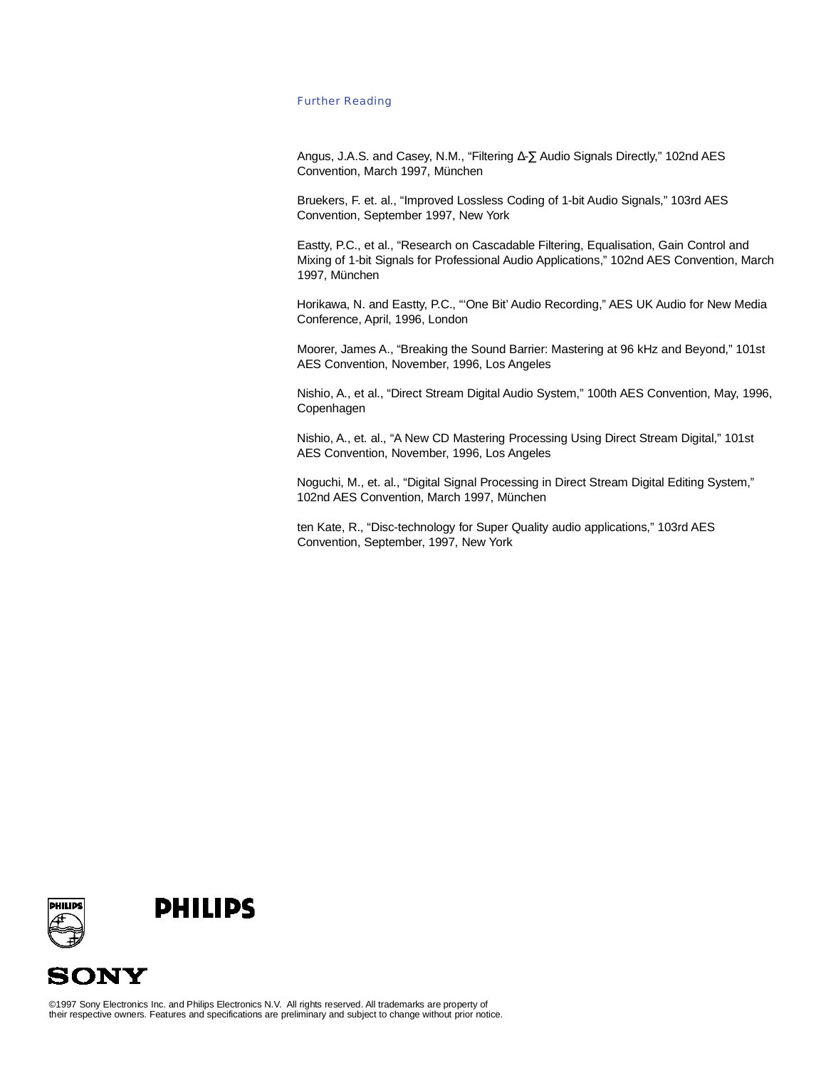## Further Reading

Angus, J.A.S. and Casey, N.M., “Filtering Δ-∑ Audio Signals Directly,” 102nd AES Convention, March 1997, München

Bruekers, F. et. al., “Improved Lossless Coding of 1-bit Audio Signals,” 103rd AES Convention, September 1997, New York

Eastty, P.C., et al., “Research on Cascadable Filtering, Equalisation, Gain Control and Mixing of 1-bit Signals for Professional Audio Applications,” 102nd AES Convention, March 1997, München

Horikawa, N. and Eastty, P.C., “‘One Bit’ Audio Recording,” AES UK Audio for New Media Conference, April, 1996, London

Moorer, James A., “Breaking the Sound Barrier: Mastering at 96 kHz and Beyond,” 101st AES Convention, November, 1996, Los Angeles

Nishio, A., et al., “Direct Stream Digital Audio System,” 100th AES Convention, May, 1996, Copenhagen

Nishio, A., et. al., “A New CD Mastering Processing Using Direct Stream Digital,” 101st AES Convention, November, 1996, Los Angeles

Noguchi, M., et. al., “Digital Signal Processing in Direct Stream Digital Editing System,” 102nd AES Convention, March 1997, München

ten Kate, R., “Disc-technology for Super Quality audio applications,” 103rd AES Convention, September, 1997, New York

PHILIPS

SONY

©1997 Sony Electronics Inc. and Philips Electronics N.V. All rights reserved. All trademarks are property of their respective owners. Features and specifications are preliminary and subject to change without prior notice.